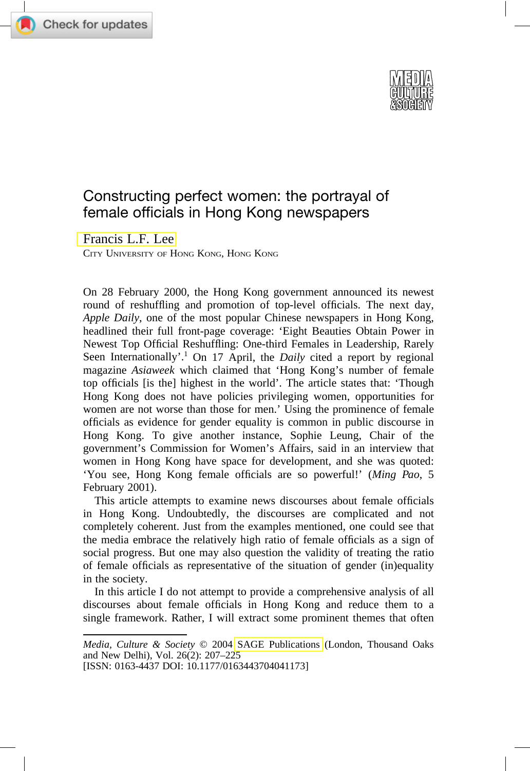# Constructing perfect women: the portrayal of female officials in Hong Kong newspapers

Francis L.F. Lee

City University of Hong Kong, Hong Kong

On 28 February 2000, the Hong Kong government announced its newest round of reshuffling and promotion of top-level officials. The next day, *Apple Daily*, one of the most popular Chinese newspapers in Hong Kong, headlined their full front-page coverage: 'Eight Beauties Obtain Power in Newest Top Official Reshuffling: One-third Females in Leadership, Rarely Seen Internationally'.[1] On 17 April, the *Daily* cited a report by regional magazine *Asiaweek* which claimed that 'Hong Kong's number of female top officials [is the] highest in the world'. The article states that: 'Though Hong Kong does not have policies privileging women, opportunities for women are not worse than those for men.' Using the prominence of female officials as evidence for gender equality is common in public discourse in Hong Kong. To give another instance, Sophie Leung, Chair of the government's Commission for Women's Affairs, said in an interview that women in Hong Kong have space for development, and she was quoted: 'You see, Hong Kong female officials are so powerful!' (*Ming Pao*, 5 February 2001).

This article attempts to examine news discourses about female officials in Hong Kong. Undoubtedly, the discourses are complicated and not completely coherent. Just from the examples mentioned, one could see that the media embrace the relatively high ratio of female officials as a sign of social progress. But one may also question the validity of treating the ratio of female officials as representative of the situation of gender (in)equality in the society.

In this article I do not attempt to provide a comprehensive analysis of all discourses about female officials in Hong Kong and reduce them to a single framework. Rather, I will extract some prominent themes that often

---

*Media, Culture & Society* © 2004 SAGE Publications (London, Thousand Oaks and New Delhi), Vol. 26(2): 207–225
[ISSN: 0163-4437 DOI: 10.1177/0163443704041173]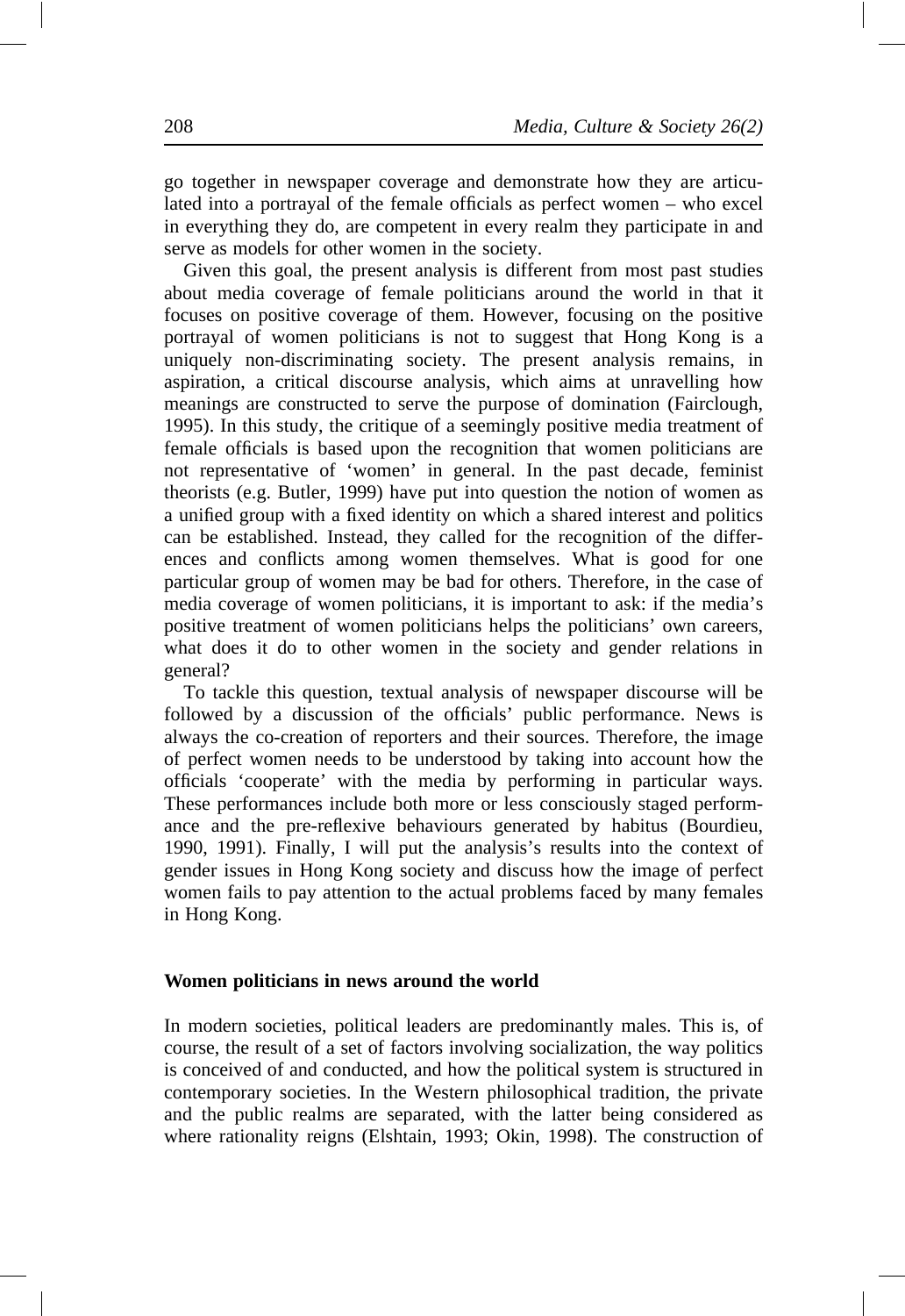go together in newspaper coverage and demonstrate how they are articulated into a portrayal of the female officials as perfect women – who excel in everything they do, are competent in every realm they participate in and serve as models for other women in the society.

Given this goal, the present analysis is different from most past studies about media coverage of female politicians around the world in that it focuses on positive coverage of them. However, focusing on the positive portrayal of women politicians is not to suggest that Hong Kong is a uniquely non-discriminating society. The present analysis remains, in aspiration, a critical discourse analysis, which aims at unravelling how meanings are constructed to serve the purpose of domination (Fairclough, 1995). In this study, the critique of a seemingly positive media treatment of female officials is based upon the recognition that women politicians are not representative of 'women' in general. In the past decade, feminist theorists (e.g. Butler, 1999) have put into question the notion of women as a unified group with a fixed identity on which a shared interest and politics can be established. Instead, they called for the recognition of the differences and conflicts among women themselves. What is good for one particular group of women may be bad for others. Therefore, in the case of media coverage of women politicians, it is important to ask: if the media's positive treatment of women politicians helps the politicians' own careers, what does it do to other women in the society and gender relations in general?

To tackle this question, textual analysis of newspaper discourse will be followed by a discussion of the officials' public performance. News is always the co-creation of reporters and their sources. Therefore, the image of perfect women needs to be understood by taking into account how the officials 'cooperate' with the media by performing in particular ways. These performances include both more or less consciously staged performance and the pre-reflexive behaviours generated by habitus (Bourdieu, 1990, 1991). Finally, I will put the analysis's results into the context of gender issues in Hong Kong society and discuss how the image of perfect women fails to pay attention to the actual problems faced by many females in Hong Kong.

## Women politicians in news around the world

In modern societies, political leaders are predominantly males. This is, of course, the result of a set of factors involving socialization, the way politics is conceived of and conducted, and how the political system is structured in contemporary societies. In the Western philosophical tradition, the private and the public realms are separated, with the latter being considered as where rationality reigns (Elshtain, 1993; Okin, 1998). The construction of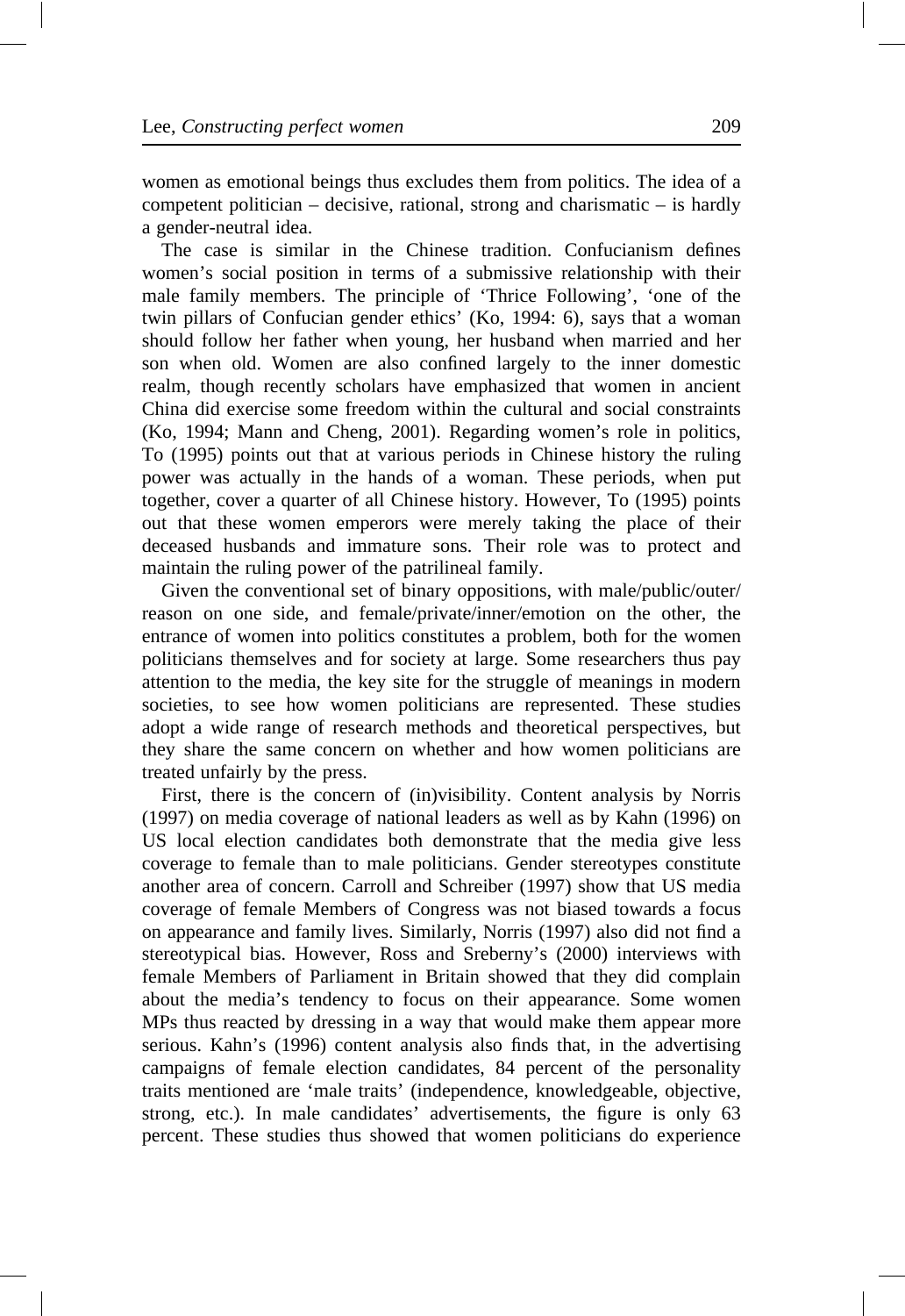women as emotional beings thus excludes them from politics. The idea of a competent politician – decisive, rational, strong and charismatic – is hardly a gender-neutral idea.

The case is similar in the Chinese tradition. Confucianism defines women's social position in terms of a submissive relationship with their male family members. The principle of 'Thrice Following', 'one of the twin pillars of Confucian gender ethics' (Ko, 1994: 6), says that a woman should follow her father when young, her husband when married and her son when old. Women are also confined largely to the inner domestic realm, though recently scholars have emphasized that women in ancient China did exercise some freedom within the cultural and social constraints (Ko, 1994; Mann and Cheng, 2001). Regarding women's role in politics, To (1995) points out that at various periods in Chinese history the ruling power was actually in the hands of a woman. These periods, when put together, cover a quarter of all Chinese history. However, To (1995) points out that these women emperors were merely taking the place of their deceased husbands and immature sons. Their role was to protect and maintain the ruling power of the patrilineal family.

Given the conventional set of binary oppositions, with male/public/outer/reason on one side, and female/private/inner/emotion on the other, the entrance of women into politics constitutes a problem, both for the women politicians themselves and for society at large. Some researchers thus pay attention to the media, the key site for the struggle of meanings in modern societies, to see how women politicians are represented. These studies adopt a wide range of research methods and theoretical perspectives, but they share the same concern on whether and how women politicians are treated unfairly by the press.

First, there is the concern of (in)visibility. Content analysis by Norris (1997) on media coverage of national leaders as well as by Kahn (1996) on US local election candidates both demonstrate that the media give less coverage to female than to male politicians. Gender stereotypes constitute another area of concern. Carroll and Schreiber (1997) show that US media coverage of female Members of Congress was not biased towards a focus on appearance and family lives. Similarly, Norris (1997) also did not find a stereotypical bias. However, Ross and Sreberny's (2000) interviews with female Members of Parliament in Britain showed that they did complain about the media's tendency to focus on their appearance. Some women MPs thus reacted by dressing in a way that would make them appear more serious. Kahn's (1996) content analysis also finds that, in the advertising campaigns of female election candidates, 84 percent of the personality traits mentioned are 'male traits' (independence, knowledgeable, objective, strong, etc.). In male candidates' advertisements, the figure is only 63 percent. These studies thus showed that women politicians do experience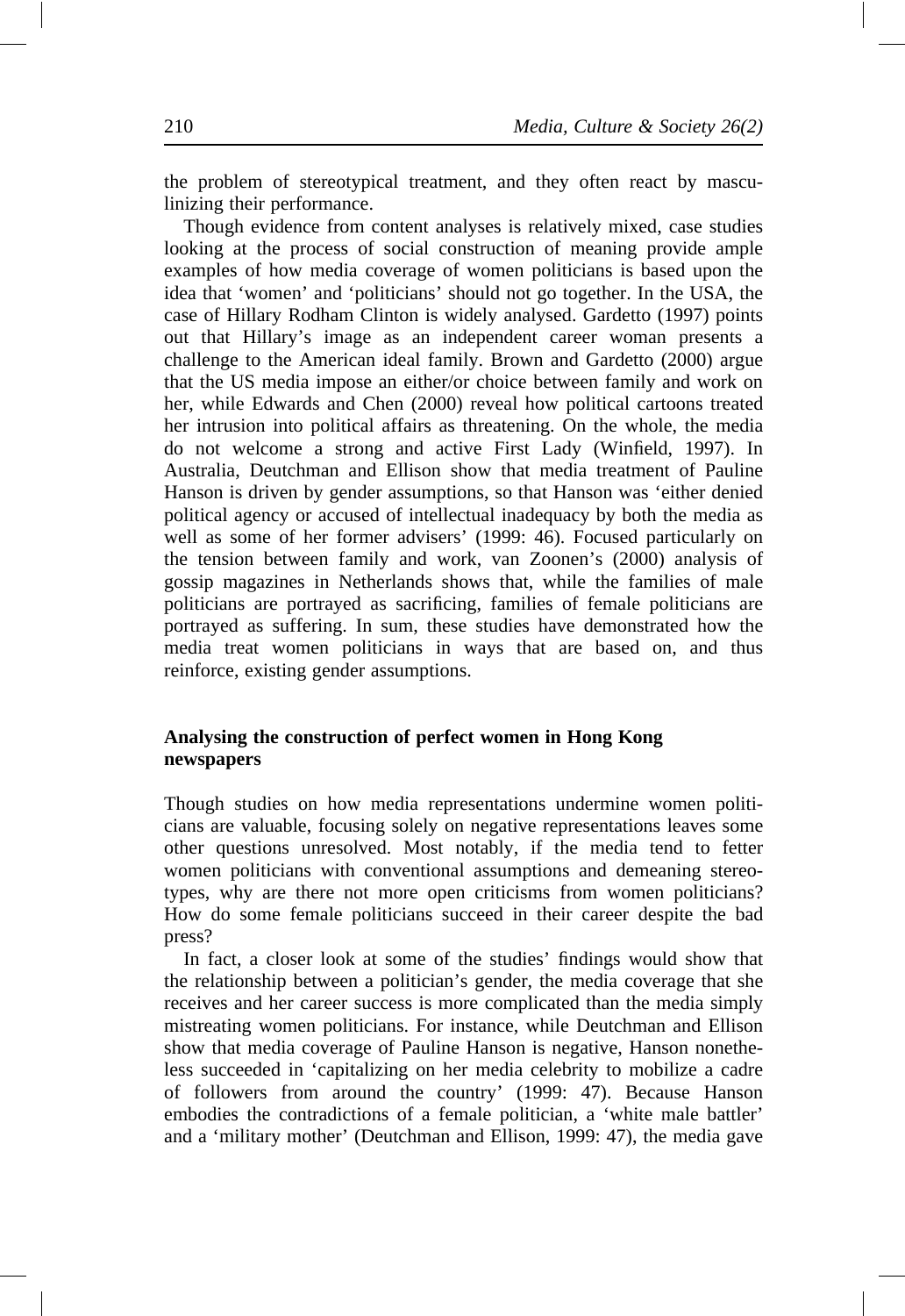the problem of stereotypical treatment, and they often react by masculinizing their performance.

Though evidence from content analyses is relatively mixed, case studies looking at the process of social construction of meaning provide ample examples of how media coverage of women politicians is based upon the idea that 'women' and 'politicians' should not go together. In the USA, the case of Hillary Rodham Clinton is widely analysed. Gardetto (1997) points out that Hillary's image as an independent career woman presents a challenge to the American ideal family. Brown and Gardetto (2000) argue that the US media impose an either/or choice between family and work on her, while Edwards and Chen (2000) reveal how political cartoons treated her intrusion into political affairs as threatening. On the whole, the media do not welcome a strong and active First Lady (Winfield, 1997). In Australia, Deutchman and Ellison show that media treatment of Pauline Hanson is driven by gender assumptions, so that Hanson was 'either denied political agency or accused of intellectual inadequacy by both the media as well as some of her former advisers' (1999: 46). Focused particularly on the tension between family and work, van Zoonen's (2000) analysis of gossip magazines in Netherlands shows that, while the families of male politicians are portrayed as sacrificing, families of female politicians are portrayed as suffering. In sum, these studies have demonstrated how the media treat women politicians in ways that are based on, and thus reinforce, existing gender assumptions.

**Analysing the construction of perfect women in Hong Kong newspapers**

Though studies on how media representations undermine women politicians are valuable, focusing solely on negative representations leaves some other questions unresolved. Most notably, if the media tend to fetter women politicians with conventional assumptions and demeaning stereotypes, why are there not more open criticisms from women politicians? How do some female politicians succeed in their career despite the bad press?

In fact, a closer look at some of the studies' findings would show that the relationship between a politician's gender, the media coverage that she receives and her career success is more complicated than the media simply mistreating women politicians. For instance, while Deutchman and Ellison show that media coverage of Pauline Hanson is negative, Hanson nonetheless succeeded in 'capitalizing on her media celebrity to mobilize a cadre of followers from around the country' (1999: 47). Because Hanson embodies the contradictions of a female politician, a 'white male battler' and a 'military mother' (Deutchman and Ellison, 1999: 47), the media gave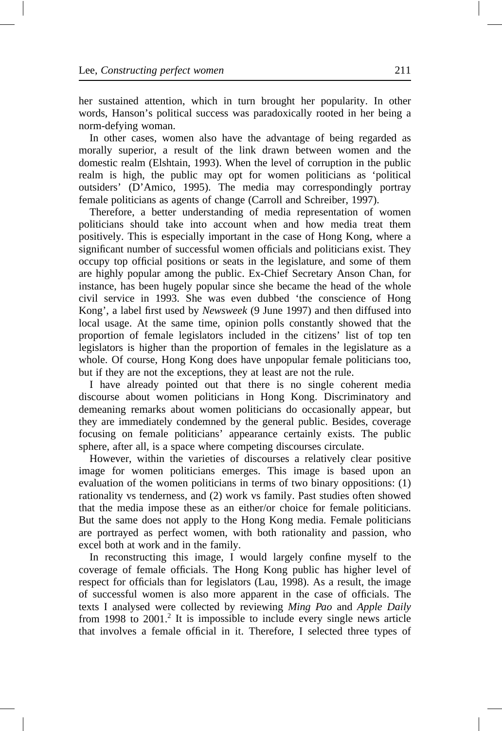her sustained attention, which in turn brought her popularity. In other words, Hanson's political success was paradoxically rooted in her being a norm-defying woman.

In other cases, women also have the advantage of being regarded as morally superior, a result of the link drawn between women and the domestic realm (Elshtain, 1993). When the level of corruption in the public realm is high, the public may opt for women politicians as 'political outsiders' (D'Amico, 1995). The media may correspondingly portray female politicians as agents of change (Carroll and Schreiber, 1997).

Therefore, a better understanding of media representation of women politicians should take into account when and how media treat them positively. This is especially important in the case of Hong Kong, where a significant number of successful women officials and politicians exist. They occupy top official positions or seats in the legislature, and some of them are highly popular among the public. Ex-Chief Secretary Anson Chan, for instance, has been hugely popular since she became the head of the whole civil service in 1993. She was even dubbed 'the conscience of Hong Kong', a label first used by *Newsweek* (9 June 1997) and then diffused into local usage. At the same time, opinion polls constantly showed that the proportion of female legislators included in the citizens' list of top ten legislators is higher than the proportion of females in the legislature as a whole. Of course, Hong Kong does have unpopular female politicians too, but if they are not the exceptions, they at least are not the rule.

I have already pointed out that there is no single coherent media discourse about women politicians in Hong Kong. Discriminatory and demeaning remarks about women politicians do occasionally appear, but they are immediately condemned by the general public. Besides, coverage focusing on female politicians' appearance certainly exists. The public sphere, after all, is a space where competing discourses circulate.

However, within the varieties of discourses a relatively clear positive image for women politicians emerges. This image is based upon an evaluation of the women politicians in terms of two binary oppositions: (1) rationality vs tenderness, and (2) work vs family. Past studies often showed that the media impose these as an either/or choice for female politicians. But the same does not apply to the Hong Kong media. Female politicians are portrayed as perfect women, with both rationality and passion, who excel both at work and in the family.

In reconstructing this image, I would largely confine myself to the coverage of female officials. The Hong Kong public has higher level of respect for officials than for legislators (Lau, 1998). As a result, the image of successful women is also more apparent in the case of officials. The texts I analysed were collected by reviewing *Ming Pao* and *Apple Daily* from 1998 to 2001.[2] It is impossible to include every single news article that involves a female official in it. Therefore, I selected three types of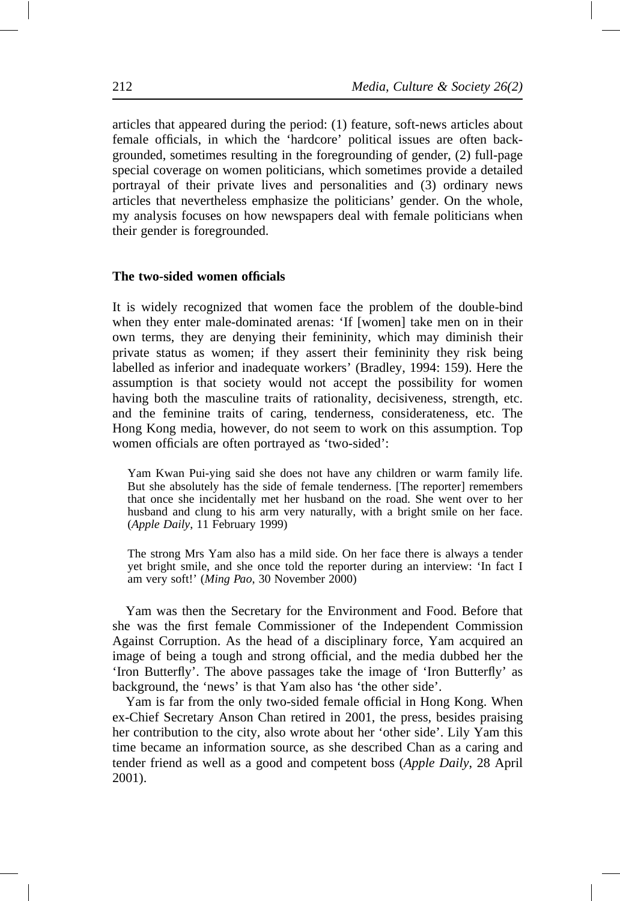articles that appeared during the period: (1) feature, soft-news articles about female officials, in which the 'hardcore' political issues are often backgrounded, sometimes resulting in the foregrounding of gender, (2) full-page special coverage on women politicians, which sometimes provide a detailed portrayal of their private lives and personalities and (3) ordinary news articles that nevertheless emphasize the politicians' gender. On the whole, my analysis focuses on how newspapers deal with female politicians when their gender is foregrounded.

### The two-sided women officials

It is widely recognized that women face the problem of the double-bind when they enter male-dominated arenas: 'If [women] take men on in their own terms, they are denying their femininity, which may diminish their private status as women; if they assert their femininity they risk being labelled as inferior and inadequate workers' (Bradley, 1994: 159). Here the assumption is that society would not accept the possibility for women having both the masculine traits of rationality, decisiveness, strength, etc. and the feminine traits of caring, tenderness, considerateness, etc. The Hong Kong media, however, do not seem to work on this assumption. Top women officials are often portrayed as 'two-sided':

> Yam Kwan Pui-ying said she does not have any children or warm family life. But she absolutely has the side of female tenderness. [The reporter] remembers that once she incidentally met her husband on the road. She went over to her husband and clung to his arm very naturally, with a bright smile on her face. (*Apple Daily*, 11 February 1999)

> The strong Mrs Yam also has a mild side. On her face there is always a tender yet bright smile, and she once told the reporter during an interview: 'In fact I am very soft!' (*Ming Pao*, 30 November 2000)

Yam was then the Secretary for the Environment and Food. Before that she was the first female Commissioner of the Independent Commission Against Corruption. As the head of a disciplinary force, Yam acquired an image of being a tough and strong official, and the media dubbed her the 'Iron Butterfly'. The above passages take the image of 'Iron Butterfly' as background, the 'news' is that Yam also has 'the other side'.

Yam is far from the only two-sided female official in Hong Kong. When ex-Chief Secretary Anson Chan retired in 2001, the press, besides praising her contribution to the city, also wrote about her 'other side'. Lily Yam this time became an information source, as she described Chan as a caring and tender friend as well as a good and competent boss (*Apple Daily*, 28 April 2001).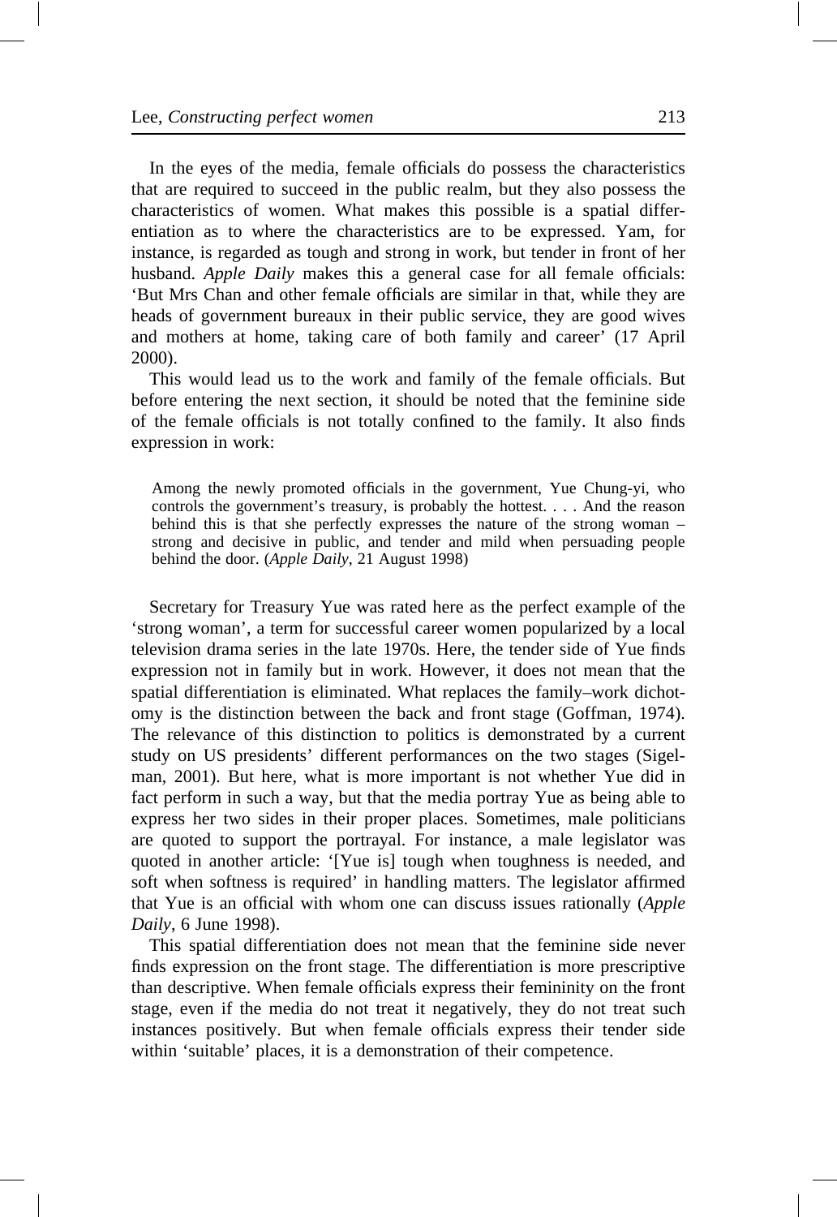In the eyes of the media, female officials do possess the characteristics that are required to succeed in the public realm, but they also possess the characteristics of women. What makes this possible is a spatial differentiation as to where the characteristics are to be expressed. Yam, for instance, is regarded as tough and strong in work, but tender in front of her husband. *Apple Daily* makes this a general case for all female officials: 'But Mrs Chan and other female officials are similar in that, while they are heads of government bureaux in their public service, they are good wives and mothers at home, taking care of both family and career' (17 April 2000).

This would lead us to the work and family of the female officials. But before entering the next section, it should be noted that the feminine side of the female officials is not totally confined to the family. It also finds expression in work:

> Among the newly promoted officials in the government, Yue Chung-yi, who controls the government's treasury, is probably the hottest. . . . And the reason behind this is that she perfectly expresses the nature of the strong woman – strong and decisive in public, and tender and mild when persuading people behind the door. (*Apple Daily*, 21 August 1998)

Secretary for Treasury Yue was rated here as the perfect example of the 'strong woman', a term for successful career women popularized by a local television drama series in the late 1970s. Here, the tender side of Yue finds expression not in family but in work. However, it does not mean that the spatial differentiation is eliminated. What replaces the family–work dichotomy is the distinction between the back and front stage (Goffman, 1974). The relevance of this distinction to politics is demonstrated by a current study on US presidents' different performances on the two stages (Sigelman, 2001). But here, what is more important is not whether Yue did in fact perform in such a way, but that the media portray Yue as being able to express her two sides in their proper places. Sometimes, male politicians are quoted to support the portrayal. For instance, a male legislator was quoted in another article: '[Yue is] tough when toughness is needed, and soft when softness is required' in handling matters. The legislator affirmed that Yue is an official with whom one can discuss issues rationally (*Apple Daily*, 6 June 1998).

This spatial differentiation does not mean that the feminine side never finds expression on the front stage. The differentiation is more prescriptive than descriptive. When female officials express their femininity on the front stage, even if the media do not treat it negatively, they do not treat such instances positively. But when female officials express their tender side within 'suitable' places, it is a demonstration of their competence.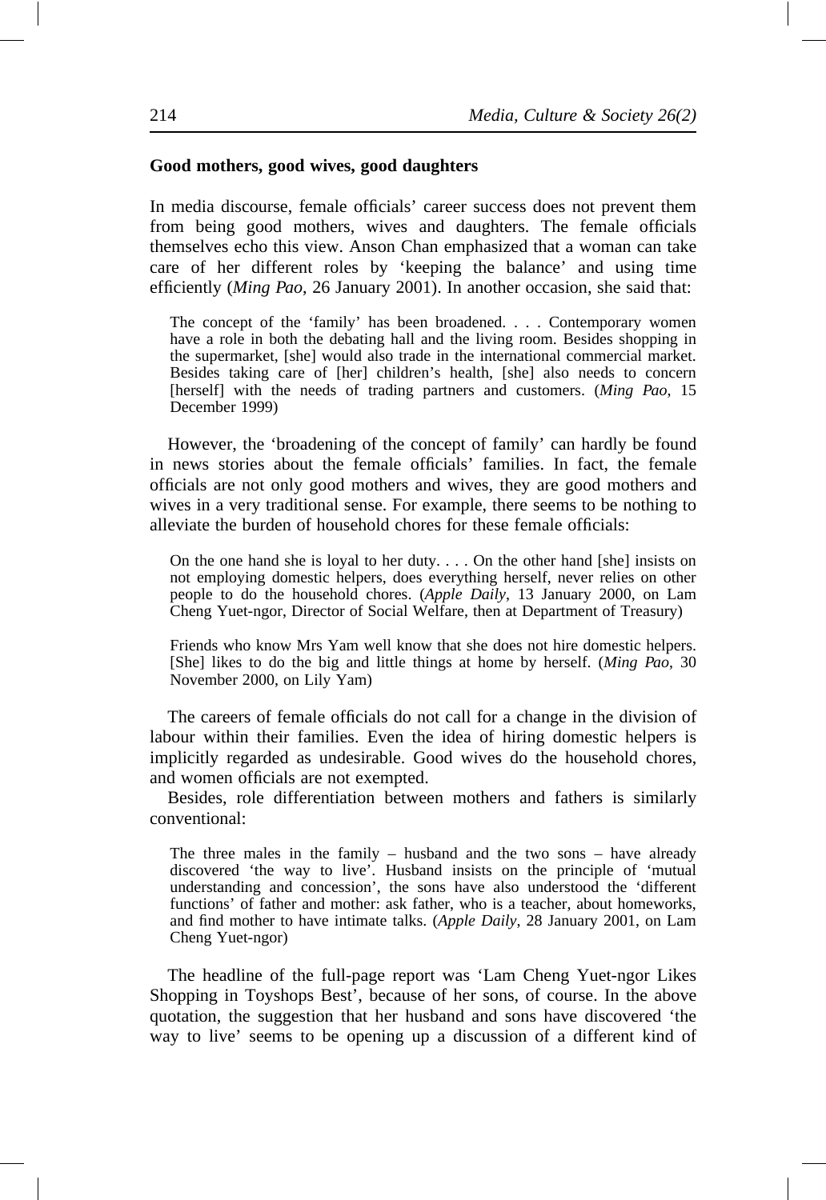**Good mothers, good wives, good daughters**

In media discourse, female officials' career success does not prevent them from being good mothers, wives and daughters. The female officials themselves echo this view. Anson Chan emphasized that a woman can take care of her different roles by 'keeping the balance' and using time efficiently (*Ming Pao*, 26 January 2001). In another occasion, she said that:

> The concept of the 'family' has been broadened. . . . Contemporary women have a role in both the debating hall and the living room. Besides shopping in the supermarket, [she] would also trade in the international commercial market. Besides taking care of [her] children's health, [she] also needs to concern [herself] with the needs of trading partners and customers. (*Ming Pao*, 15 December 1999)

However, the 'broadening of the concept of family' can hardly be found in news stories about the female officials' families. In fact, the female officials are not only good mothers and wives, they are good mothers and wives in a very traditional sense. For example, there seems to be nothing to alleviate the burden of household chores for these female officials:

> On the one hand she is loyal to her duty. . . . On the other hand [she] insists on not employing domestic helpers, does everything herself, never relies on other people to do the household chores. (*Apple Daily*, 13 January 2000, on Lam Cheng Yuet-ngor, Director of Social Welfare, then at Department of Treasury)

> Friends who know Mrs Yam well know that she does not hire domestic helpers. [She] likes to do the big and little things at home by herself. (*Ming Pao*, 30 November 2000, on Lily Yam)

The careers of female officials do not call for a change in the division of labour within their families. Even the idea of hiring domestic helpers is implicitly regarded as undesirable. Good wives do the household chores, and women officials are not exempted.

Besides, role differentiation between mothers and fathers is similarly conventional:

> The three males in the family – husband and the two sons – have already discovered 'the way to live'. Husband insists on the principle of 'mutual understanding and concession', the sons have also understood the 'different functions' of father and mother: ask father, who is a teacher, about homeworks, and find mother to have intimate talks. (*Apple Daily*, 28 January 2001, on Lam Cheng Yuet-ngor)

The headline of the full-page report was 'Lam Cheng Yuet-ngor Likes Shopping in Toyshops Best', because of her sons, of course. In the above quotation, the suggestion that her husband and sons have discovered 'the way to live' seems to be opening up a discussion of a different kind of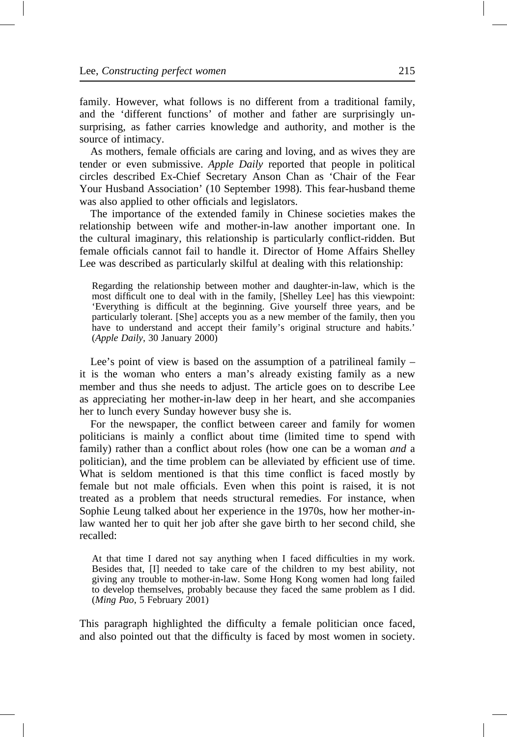family. However, what follows is no different from a traditional family, and the 'different functions' of mother and father are surprisingly unsurprising, as father carries knowledge and authority, and mother is the source of intimacy.

As mothers, female officials are caring and loving, and as wives they are tender or even submissive. *Apple Daily* reported that people in political circles described Ex-Chief Secretary Anson Chan as 'Chair of the Fear Your Husband Association' (10 September 1998). This fear-husband theme was also applied to other officials and legislators.

The importance of the extended family in Chinese societies makes the relationship between wife and mother-in-law another important one. In the cultural imaginary, this relationship is particularly conflict-ridden. But female officials cannot fail to handle it. Director of Home Affairs Shelley Lee was described as particularly skilful at dealing with this relationship:

> Regarding the relationship between mother and daughter-in-law, which is the most difficult one to deal with in the family, [Shelley Lee] has this viewpoint: 'Everything is difficult at the beginning. Give yourself three years, and be particularly tolerant. [She] accepts you as a new member of the family, then you have to understand and accept their family's original structure and habits.' (*Apple Daily*, 30 January 2000)

Lee's point of view is based on the assumption of a patrilineal family – it is the woman who enters a man's already existing family as a new member and thus she needs to adjust. The article goes on to describe Lee as appreciating her mother-in-law deep in her heart, and she accompanies her to lunch every Sunday however busy she is.

For the newspaper, the conflict between career and family for women politicians is mainly a conflict about time (limited time to spend with family) rather than a conflict about roles (how one can be a woman *and* a politician), and the time problem can be alleviated by efficient use of time. What is seldom mentioned is that this time conflict is faced mostly by female but not male officials. Even when this point is raised, it is not treated as a problem that needs structural remedies. For instance, when Sophie Leung talked about her experience in the 1970s, how her mother-in-law wanted her to quit her job after she gave birth to her second child, she recalled:

> At that time I dared not say anything when I faced difficulties in my work. Besides that, [I] needed to take care of the children to my best ability, not giving any trouble to mother-in-law. Some Hong Kong women had long failed to develop themselves, probably because they faced the same problem as I did. (*Ming Pao*, 5 February 2001)

This paragraph highlighted the difficulty a female politician once faced, and also pointed out that the difficulty is faced by most women in society.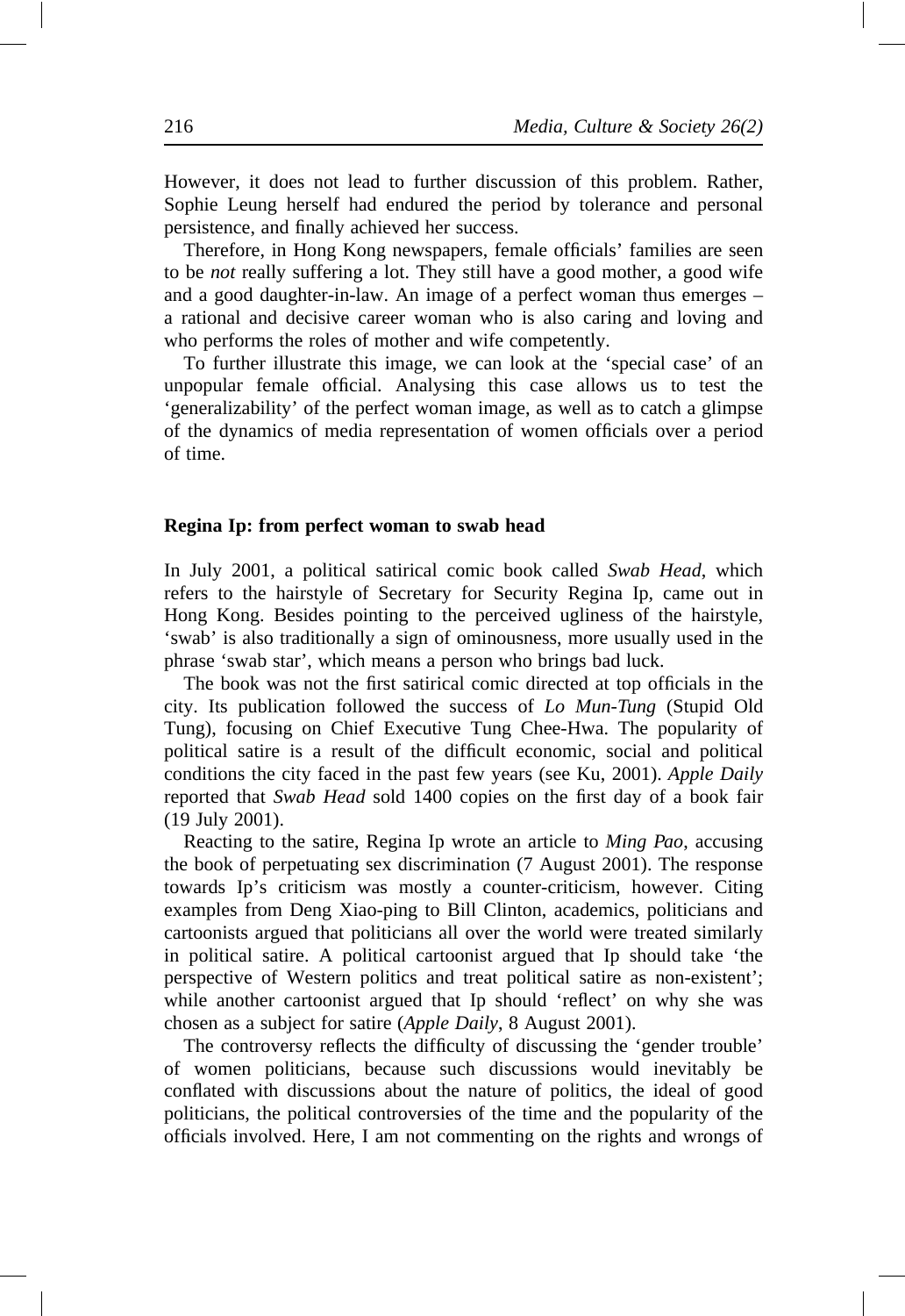However, it does not lead to further discussion of this problem. Rather, Sophie Leung herself had endured the period by tolerance and personal persistence, and finally achieved her success.

Therefore, in Hong Kong newspapers, female officials' families are seen to be *not* really suffering a lot. They still have a good mother, a good wife and a good daughter-in-law. An image of a perfect woman thus emerges – a rational and decisive career woman who is also caring and loving and who performs the roles of mother and wife competently.

To further illustrate this image, we can look at the 'special case' of an unpopular female official. Analysing this case allows us to test the 'generalizability' of the perfect woman image, as well as to catch a glimpse of the dynamics of media representation of women officials over a period of time.

## Regina Ip: from perfect woman to swab head

In July 2001, a political satirical comic book called *Swab Head*, which refers to the hairstyle of Secretary for Security Regina Ip, came out in Hong Kong. Besides pointing to the perceived ugliness of the hairstyle, 'swab' is also traditionally a sign of ominousness, more usually used in the phrase 'swab star', which means a person who brings bad luck.

The book was not the first satirical comic directed at top officials in the city. Its publication followed the success of *Lo Mun-Tung* (Stupid Old Tung), focusing on Chief Executive Tung Chee-Hwa. The popularity of political satire is a result of the difficult economic, social and political conditions the city faced in the past few years (see Ku, 2001). *Apple Daily* reported that *Swab Head* sold 1400 copies on the first day of a book fair (19 July 2001).

Reacting to the satire, Regina Ip wrote an article to *Ming Pao*, accusing the book of perpetuating sex discrimination (7 August 2001). The response towards Ip's criticism was mostly a counter-criticism, however. Citing examples from Deng Xiao-ping to Bill Clinton, academics, politicians and cartoonists argued that politicians all over the world were treated similarly in political satire. A political cartoonist argued that Ip should take 'the perspective of Western politics and treat political satire as non-existent'; while another cartoonist argued that Ip should 'reflect' on why she was chosen as a subject for satire (*Apple Daily*, 8 August 2001).

The controversy reflects the difficulty of discussing the 'gender trouble' of women politicians, because such discussions would inevitably be conflated with discussions about the nature of politics, the ideal of good politicians, the political controversies of the time and the popularity of the officials involved. Here, I am not commenting on the rights and wrongs of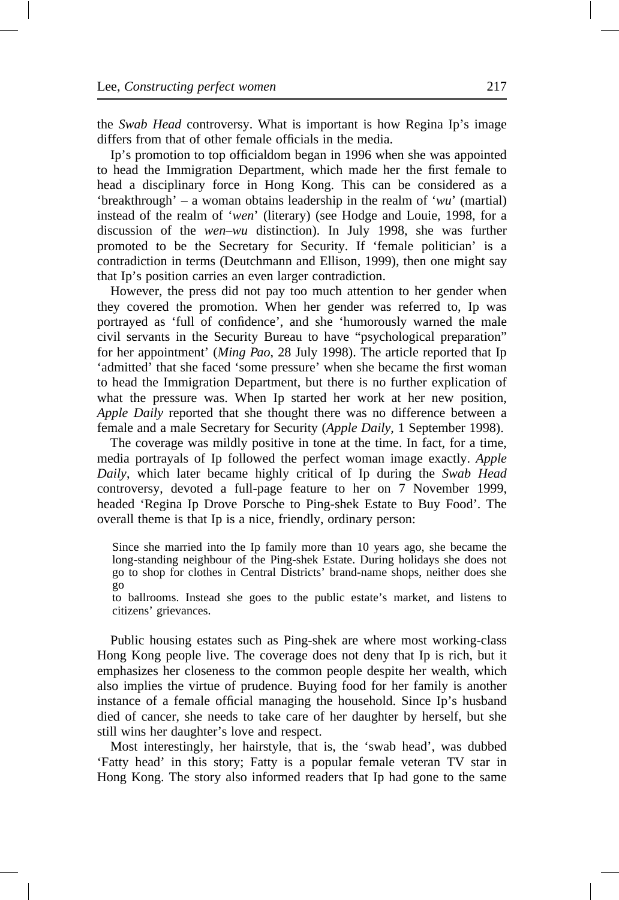the *Swab Head* controversy. What is important is how Regina Ip's image differs from that of other female officials in the media.

Ip's promotion to top officialdom began in 1996 when she was appointed to head the Immigration Department, which made her the first female to head a disciplinary force in Hong Kong. This can be considered as a 'breakthrough' – a woman obtains leadership in the realm of '*wu*' (martial) instead of the realm of '*wen*' (literary) (see Hodge and Louie, 1998, for a discussion of the *wen–wu* distinction). In July 1998, she was further promoted to be the Secretary for Security. If 'female politician' is a contradiction in terms (Deutchmann and Ellison, 1999), then one might say that Ip's position carries an even larger contradiction.

However, the press did not pay too much attention to her gender when they covered the promotion. When her gender was referred to, Ip was portrayed as 'full of confidence', and she 'humorously warned the male civil servants in the Security Bureau to have "psychological preparation" for her appointment' (*Ming Pao*, 28 July 1998). The article reported that Ip 'admitted' that she faced 'some pressure' when she became the first woman to head the Immigration Department, but there is no further explication of what the pressure was. When Ip started her work at her new position, *Apple Daily* reported that she thought there was no difference between a female and a male Secretary for Security (*Apple Daily*, 1 September 1998).

The coverage was mildly positive in tone at the time. In fact, for a time, media portrayals of Ip followed the perfect woman image exactly. *Apple Daily*, which later became highly critical of Ip during the *Swab Head* controversy, devoted a full-page feature to her on 7 November 1999, headed 'Regina Ip Drove Porsche to Ping-shek Estate to Buy Food'. The overall theme is that Ip is a nice, friendly, ordinary person:

> Since she married into the Ip family more than 10 years ago, she became the long-standing neighbour of the Ping-shek Estate. During holidays she does not go to shop for clothes in Central Districts' brand-name shops, neither does she go to ballrooms. Instead she goes to the public estate's market, and listens to citizens' grievances.

Public housing estates such as Ping-shek are where most working-class Hong Kong people live. The coverage does not deny that Ip is rich, but it emphasizes her closeness to the common people despite her wealth, which also implies the virtue of prudence. Buying food for her family is another instance of a female official managing the household. Since Ip's husband died of cancer, she needs to take care of her daughter by herself, but she still wins her daughter's love and respect.

Most interestingly, her hairstyle, that is, the 'swab head', was dubbed 'Fatty head' in this story; Fatty is a popular female veteran TV star in Hong Kong. The story also informed readers that Ip had gone to the same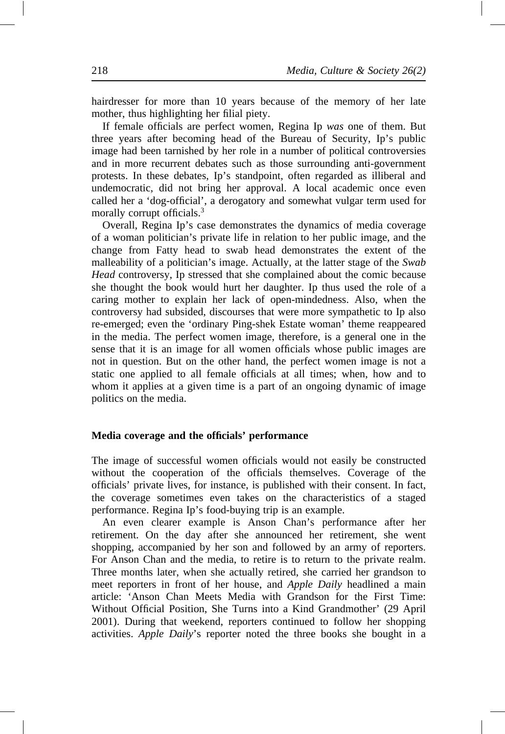hairdresser for more than 10 years because of the memory of her late mother, thus highlighting her filial piety.

If female officials are perfect women, Regina Ip *was* one of them. But three years after becoming head of the Bureau of Security, Ip's public image had been tarnished by her role in a number of political controversies and in more recurrent debates such as those surrounding anti-government protests. In these debates, Ip's standpoint, often regarded as illiberal and undemocratic, did not bring her approval. A local academic once even called her a 'dog-official', a derogatory and somewhat vulgar term used for morally corrupt officials.[3]

Overall, Regina Ip's case demonstrates the dynamics of media coverage of a woman politician's private life in relation to her public image, and the change from Fatty head to swab head demonstrates the extent of the malleability of a politician's image. Actually, at the latter stage of the *Swab Head* controversy, Ip stressed that she complained about the comic because she thought the book would hurt her daughter. Ip thus used the role of a caring mother to explain her lack of open-mindedness. Also, when the controversy had subsided, discourses that were more sympathetic to Ip also re-emerged; even the 'ordinary Ping-shek Estate woman' theme reappeared in the media. The perfect women image, therefore, is a general one in the sense that it is an image for all women officials whose public images are not in question. But on the other hand, the perfect women image is not a static one applied to all female officials at all times; when, how and to whom it applies at a given time is a part of an ongoing dynamic of image politics on the media.

#### Media coverage and the officials' performance

The image of successful women officials would not easily be constructed without the cooperation of the officials themselves. Coverage of the officials' private lives, for instance, is published with their consent. In fact, the coverage sometimes even takes on the characteristics of a staged performance. Regina Ip's food-buying trip is an example.

An even clearer example is Anson Chan's performance after her retirement. On the day after she announced her retirement, she went shopping, accompanied by her son and followed by an army of reporters. For Anson Chan and the media, to retire is to return to the private realm. Three months later, when she actually retired, she carried her grandson to meet reporters in front of her house, and *Apple Daily* headlined a main article: 'Anson Chan Meets Media with Grandson for the First Time: Without Official Position, She Turns into a Kind Grandmother' (29 April 2001). During that weekend, reporters continued to follow her shopping activities. *Apple Daily*'s reporter noted the three books she bought in a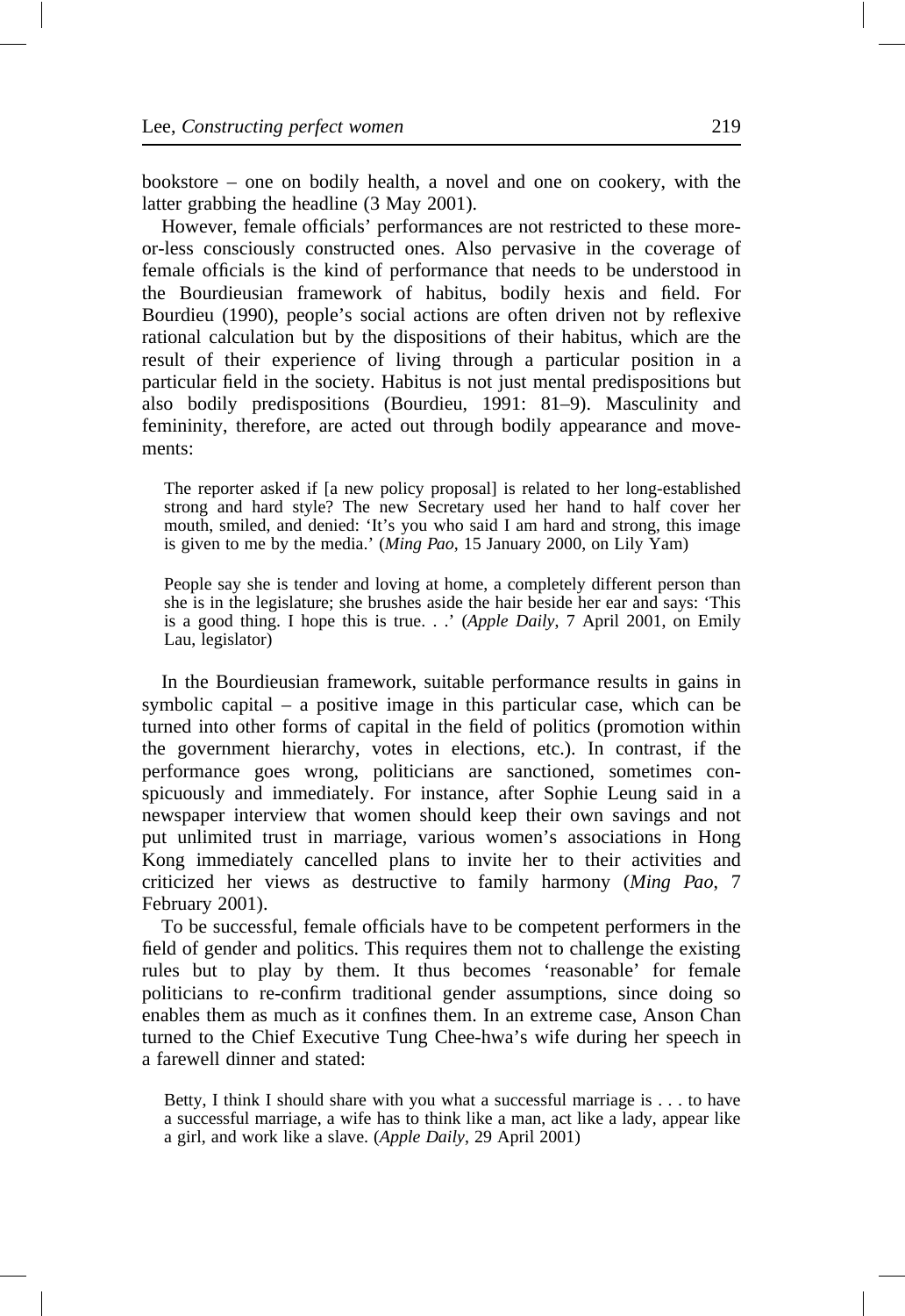bookstore – one on bodily health, a novel and one on cookery, with the latter grabbing the headline (3 May 2001).

However, female officials' performances are not restricted to these more-or-less consciously constructed ones. Also pervasive in the coverage of female officials is the kind of performance that needs to be understood in the Bourdieusian framework of habitus, bodily hexis and field. For Bourdieu (1990), people's social actions are often driven not by reflexive rational calculation but by the dispositions of their habitus, which are the result of their experience of living through a particular position in a particular field in the society. Habitus is not just mental predispositions but also bodily predispositions (Bourdieu, 1991: 81–9). Masculinity and femininity, therefore, are acted out through bodily appearance and movements:

> The reporter asked if [a new policy proposal] is related to her long-established strong and hard style? The new Secretary used her hand to half cover her mouth, smiled, and denied: 'It's you who said I am hard and strong, this image is given to me by the media.' (*Ming Pao*, 15 January 2000, on Lily Yam)

> People say she is tender and loving at home, a completely different person than she is in the legislature; she brushes aside the hair beside her ear and says: 'This is a good thing. I hope this is true. . .' (*Apple Daily*, 7 April 2001, on Emily Lau, legislator)

In the Bourdieusian framework, suitable performance results in gains in symbolic capital – a positive image in this particular case, which can be turned into other forms of capital in the field of politics (promotion within the government hierarchy, votes in elections, etc.). In contrast, if the performance goes wrong, politicians are sanctioned, sometimes conspicuously and immediately. For instance, after Sophie Leung said in a newspaper interview that women should keep their own savings and not put unlimited trust in marriage, various women's associations in Hong Kong immediately cancelled plans to invite her to their activities and criticized her views as destructive to family harmony (*Ming Pao*, 7 February 2001).

To be successful, female officials have to be competent performers in the field of gender and politics. This requires them not to challenge the existing rules but to play by them. It thus becomes 'reasonable' for female politicians to re-confirm traditional gender assumptions, since doing so enables them as much as it confines them. In an extreme case, Anson Chan turned to the Chief Executive Tung Chee-hwa's wife during her speech in a farewell dinner and stated:

> Betty, I think I should share with you what a successful marriage is . . . to have a successful marriage, a wife has to think like a man, act like a lady, appear like a girl, and work like a slave. (*Apple Daily*, 29 April 2001)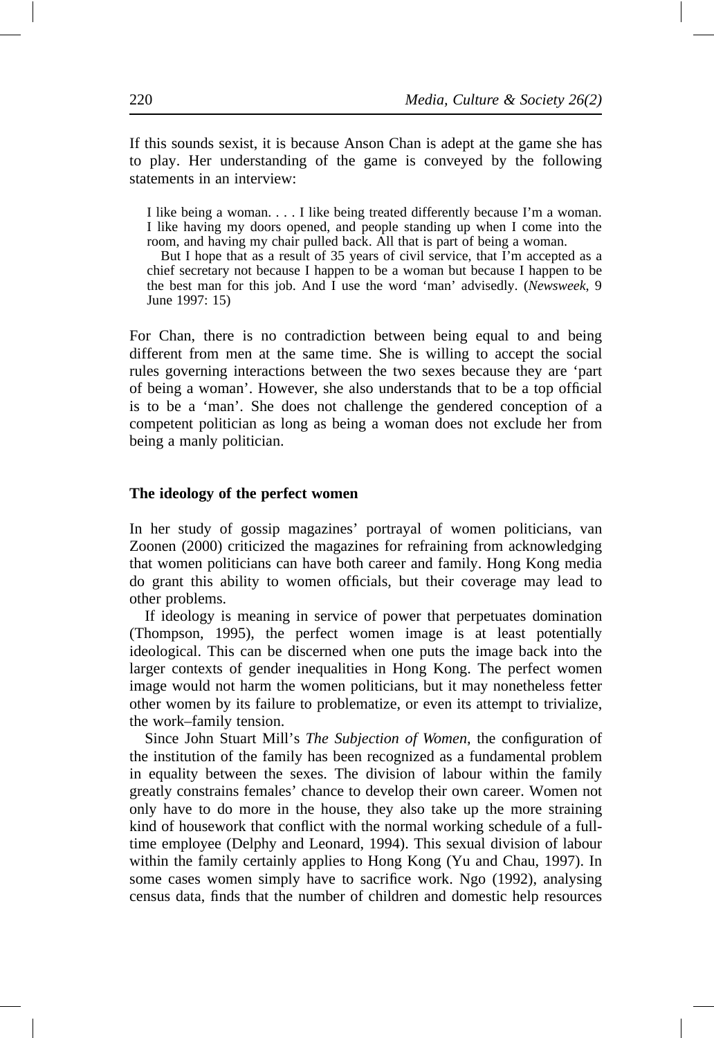If this sounds sexist, it is because Anson Chan is adept at the game she has to play. Her understanding of the game is conveyed by the following statements in an interview:

> I like being a woman. . . . I like being treated differently because I'm a woman. I like having my doors opened, and people standing up when I come into the room, and having my chair pulled back. All that is part of being a woman.
>
> But I hope that as a result of 35 years of civil service, that I'm accepted as a chief secretary not because I happen to be a woman but because I happen to be the best man for this job. And I use the word 'man' advisedly. (*Newsweek*, 9 June 1997: 15)

For Chan, there is no contradiction between being equal to and being different from men at the same time. She is willing to accept the social rules governing interactions between the two sexes because they are 'part of being a woman'. However, she also understands that to be a top official is to be a 'man'. She does not challenge the gendered conception of a competent politician as long as being a woman does not exclude her from being a manly politician.

### The ideology of the perfect women

In her study of gossip magazines' portrayal of women politicians, van Zoonen (2000) criticized the magazines for refraining from acknowledging that women politicians can have both career and family. Hong Kong media do grant this ability to women officials, but their coverage may lead to other problems.

If ideology is meaning in service of power that perpetuates domination (Thompson, 1995), the perfect women image is at least potentially ideological. This can be discerned when one puts the image back into the larger contexts of gender inequalities in Hong Kong. The perfect women image would not harm the women politicians, but it may nonetheless fetter other women by its failure to problematize, or even its attempt to trivialize, the work–family tension.

Since John Stuart Mill's *The Subjection of Women*, the configuration of the institution of the family has been recognized as a fundamental problem in equality between the sexes. The division of labour within the family greatly constrains females' chance to develop their own career. Women not only have to do more in the house, they also take up the more straining kind of housework that conflict with the normal working schedule of a full-time employee (Delphy and Leonard, 1994). This sexual division of labour within the family certainly applies to Hong Kong (Yu and Chau, 1997). In some cases women simply have to sacrifice work. Ngo (1992), analysing census data, finds that the number of children and domestic help resources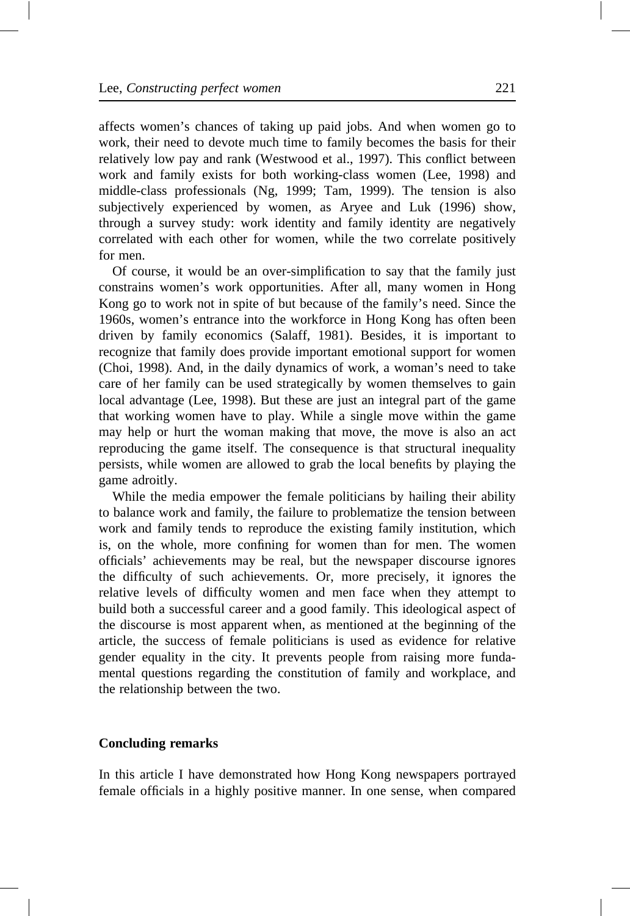affects women's chances of taking up paid jobs. And when women go to work, their need to devote much time to family becomes the basis for their relatively low pay and rank (Westwood et al., 1997). This conflict between work and family exists for both working-class women (Lee, 1998) and middle-class professionals (Ng, 1999; Tam, 1999). The tension is also subjectively experienced by women, as Aryee and Luk (1996) show, through a survey study: work identity and family identity are negatively correlated with each other for women, while the two correlate positively for men.

Of course, it would be an over-simplification to say that the family just constrains women's work opportunities. After all, many women in Hong Kong go to work not in spite of but because of the family's need. Since the 1960s, women's entrance into the workforce in Hong Kong has often been driven by family economics (Salaff, 1981). Besides, it is important to recognize that family does provide important emotional support for women (Choi, 1998). And, in the daily dynamics of work, a woman's need to take care of her family can be used strategically by women themselves to gain local advantage (Lee, 1998). But these are just an integral part of the game that working women have to play. While a single move within the game may help or hurt the woman making that move, the move is also an act reproducing the game itself. The consequence is that structural inequality persists, while women are allowed to grab the local benefits by playing the game adroitly.

While the media empower the female politicians by hailing their ability to balance work and family, the failure to problematize the tension between work and family tends to reproduce the existing family institution, which is, on the whole, more confining for women than for men. The women officials' achievements may be real, but the newspaper discourse ignores the difficulty of such achievements. Or, more precisely, it ignores the relative levels of difficulty women and men face when they attempt to build both a successful career and a good family. This ideological aspect of the discourse is most apparent when, as mentioned at the beginning of the article, the success of female politicians is used as evidence for relative gender equality in the city. It prevents people from raising more fundamental questions regarding the constitution of family and workplace, and the relationship between the two.

## Concluding remarks

In this article I have demonstrated how Hong Kong newspapers portrayed female officials in a highly positive manner. In one sense, when compared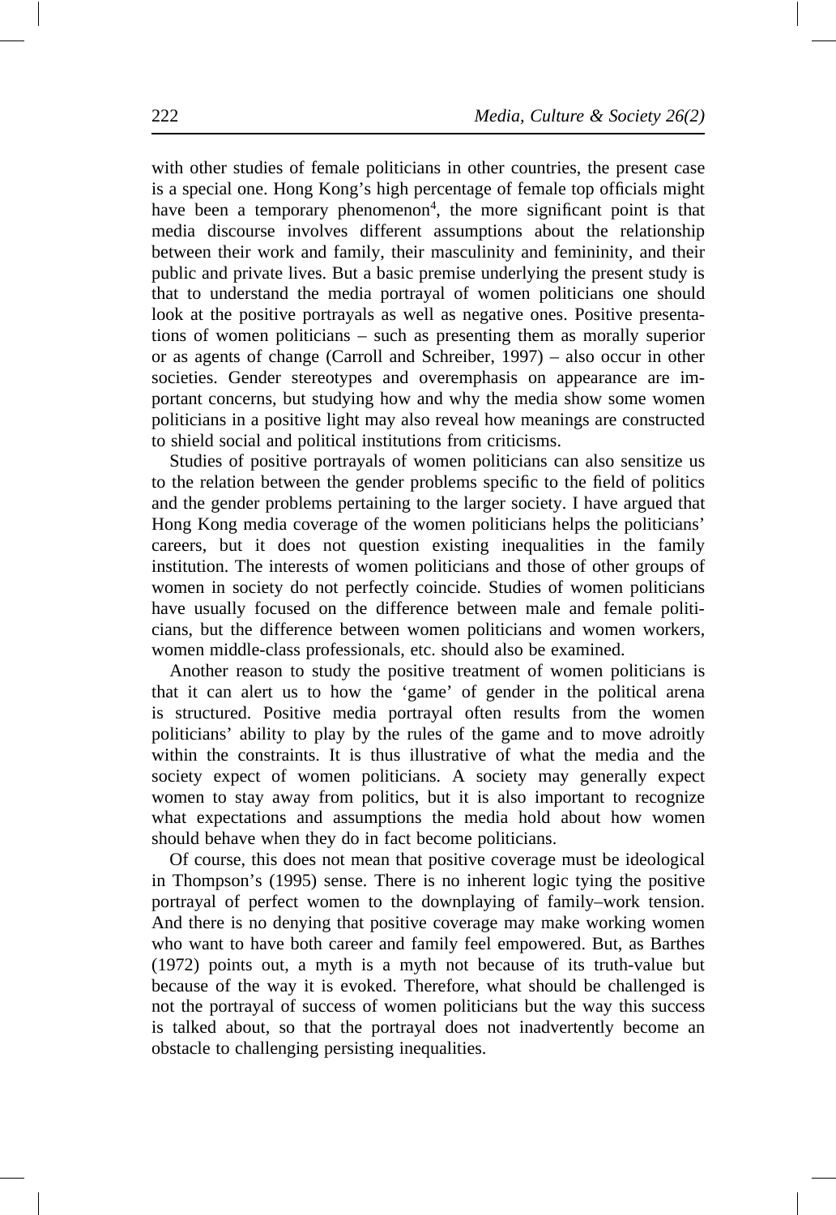with other studies of female politicians in other countries, the present case is a special one. Hong Kong's high percentage of female top officials might have been a temporary phenomenon[4], the more significant point is that media discourse involves different assumptions about the relationship between their work and family, their masculinity and femininity, and their public and private lives. But a basic premise underlying the present study is that to understand the media portrayal of women politicians one should look at the positive portrayals as well as negative ones. Positive presentations of women politicians – such as presenting them as morally superior or as agents of change (Carroll and Schreiber, 1997) – also occur in other societies. Gender stereotypes and overemphasis on appearance are important concerns, but studying how and why the media show some women politicians in a positive light may also reveal how meanings are constructed to shield social and political institutions from criticisms.

Studies of positive portrayals of women politicians can also sensitize us to the relation between the gender problems specific to the field of politics and the gender problems pertaining to the larger society. I have argued that Hong Kong media coverage of the women politicians helps the politicians' careers, but it does not question existing inequalities in the family institution. The interests of women politicians and those of other groups of women in society do not perfectly coincide. Studies of women politicians have usually focused on the difference between male and female politicians, but the difference between women politicians and women workers, women middle-class professionals, etc. should also be examined.

Another reason to study the positive treatment of women politicians is that it can alert us to how the 'game' of gender in the political arena is structured. Positive media portrayal often results from the women politicians' ability to play by the rules of the game and to move adroitly within the constraints. It is thus illustrative of what the media and the society expect of women politicians. A society may generally expect women to stay away from politics, but it is also important to recognize what expectations and assumptions the media hold about how women should behave when they do in fact become politicians.

Of course, this does not mean that positive coverage must be ideological in Thompson's (1995) sense. There is no inherent logic tying the positive portrayal of perfect women to the downplaying of family–work tension. And there is no denying that positive coverage may make working women who want to have both career and family feel empowered. But, as Barthes (1972) points out, a myth is a myth not because of its truth-value but because of the way it is evoked. Therefore, what should be challenged is not the portrayal of success of women politicians but the way this success is talked about, so that the portrayal does not inadvertently become an obstacle to challenging persisting inequalities.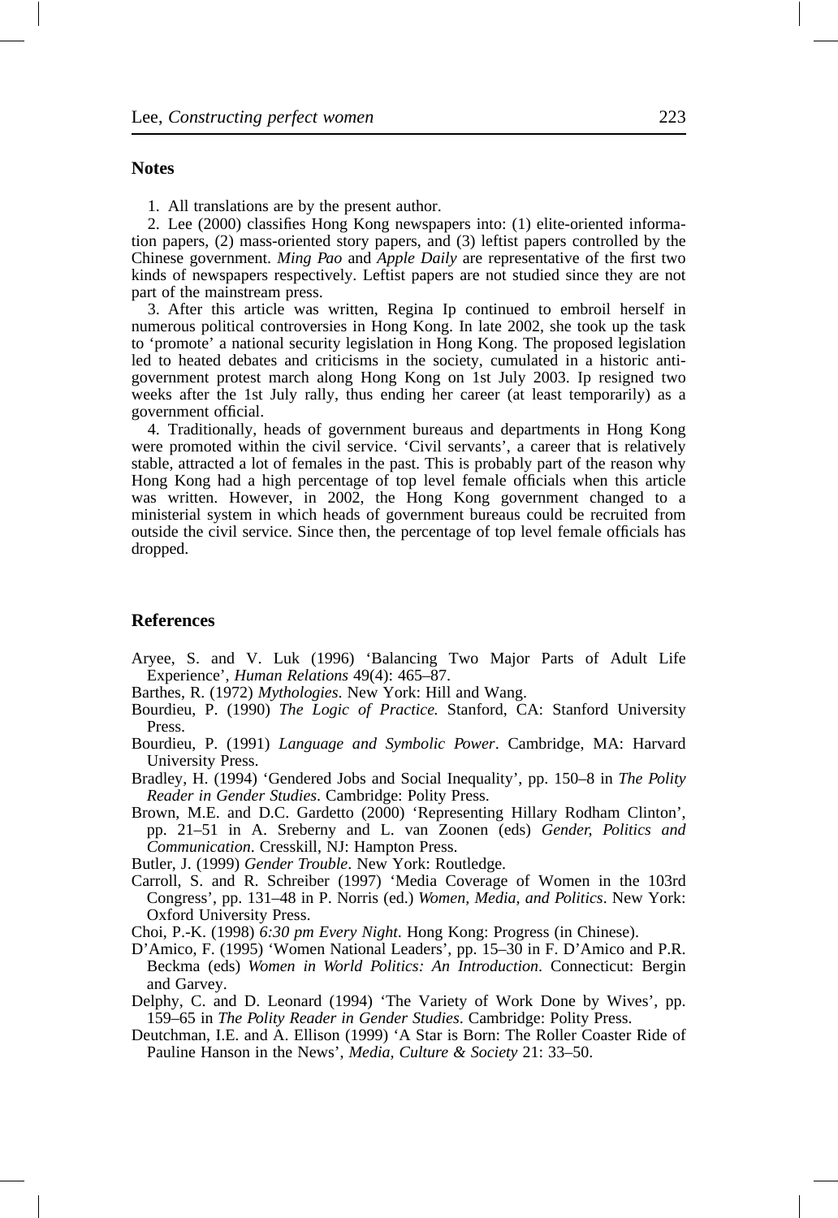## Notes

1. All translations are by the present author.

2. Lee (2000) classifies Hong Kong newspapers into: (1) elite-oriented information papers, (2) mass-oriented story papers, and (3) leftist papers controlled by the Chinese government. *Ming Pao* and *Apple Daily* are representative of the first two kinds of newspapers respectively. Leftist papers are not studied since they are not part of the mainstream press.

3. After this article was written, Regina Ip continued to embroil herself in numerous political controversies in Hong Kong. In late 2002, she took up the task to 'promote' a national security legislation in Hong Kong. The proposed legislation led to heated debates and criticisms in the society, cumulated in a historic anti-government protest march along Hong Kong on 1st July 2003. Ip resigned two weeks after the 1st July rally, thus ending her career (at least temporarily) as a government official.

4. Traditionally, heads of government bureaus and departments in Hong Kong were promoted within the civil service. 'Civil servants', a career that is relatively stable, attracted a lot of females in the past. This is probably part of the reason why Hong Kong had a high percentage of top level female officials when this article was written. However, in 2002, the Hong Kong government changed to a ministerial system in which heads of government bureaus could be recruited from outside the civil service. Since then, the percentage of top level female officials has dropped.

## References

Aryee, S. and V. Luk (1996) 'Balancing Two Major Parts of Adult Life Experience', *Human Relations* 49(4): 465–87.

Barthes, R. (1972) *Mythologies*. New York: Hill and Wang.

Bourdieu, P. (1990) *The Logic of Practice.* Stanford, CA: Stanford University Press.

Bourdieu, P. (1991) *Language and Symbolic Power*. Cambridge, MA: Harvard University Press.

Bradley, H. (1994) 'Gendered Jobs and Social Inequality', pp. 150–8 in *The Polity Reader in Gender Studies*. Cambridge: Polity Press.

Brown, M.E. and D.C. Gardetto (2000) 'Representing Hillary Rodham Clinton', pp. 21–51 in A. Sreberny and L. van Zoonen (eds) *Gender, Politics and Communication*. Cresskill, NJ: Hampton Press.

Butler, J. (1999) *Gender Trouble*. New York: Routledge.

Carroll, S. and R. Schreiber (1997) 'Media Coverage of Women in the 103rd Congress', pp. 131–48 in P. Norris (ed.) *Women, Media, and Politics*. New York: Oxford University Press.

Choi, P.-K. (1998) *6:30 pm Every Night*. Hong Kong: Progress (in Chinese).

D'Amico, F. (1995) 'Women National Leaders', pp. 15–30 in F. D'Amico and P.R. Beckma (eds) *Women in World Politics: An Introduction*. Connecticut: Bergin and Garvey.

Delphy, C. and D. Leonard (1994) 'The Variety of Work Done by Wives', pp. 159–65 in *The Polity Reader in Gender Studies*. Cambridge: Polity Press.

Deutchman, I.E. and A. Ellison (1999) 'A Star is Born: The Roller Coaster Ride of Pauline Hanson in the News', *Media, Culture & Society* 21: 33–50.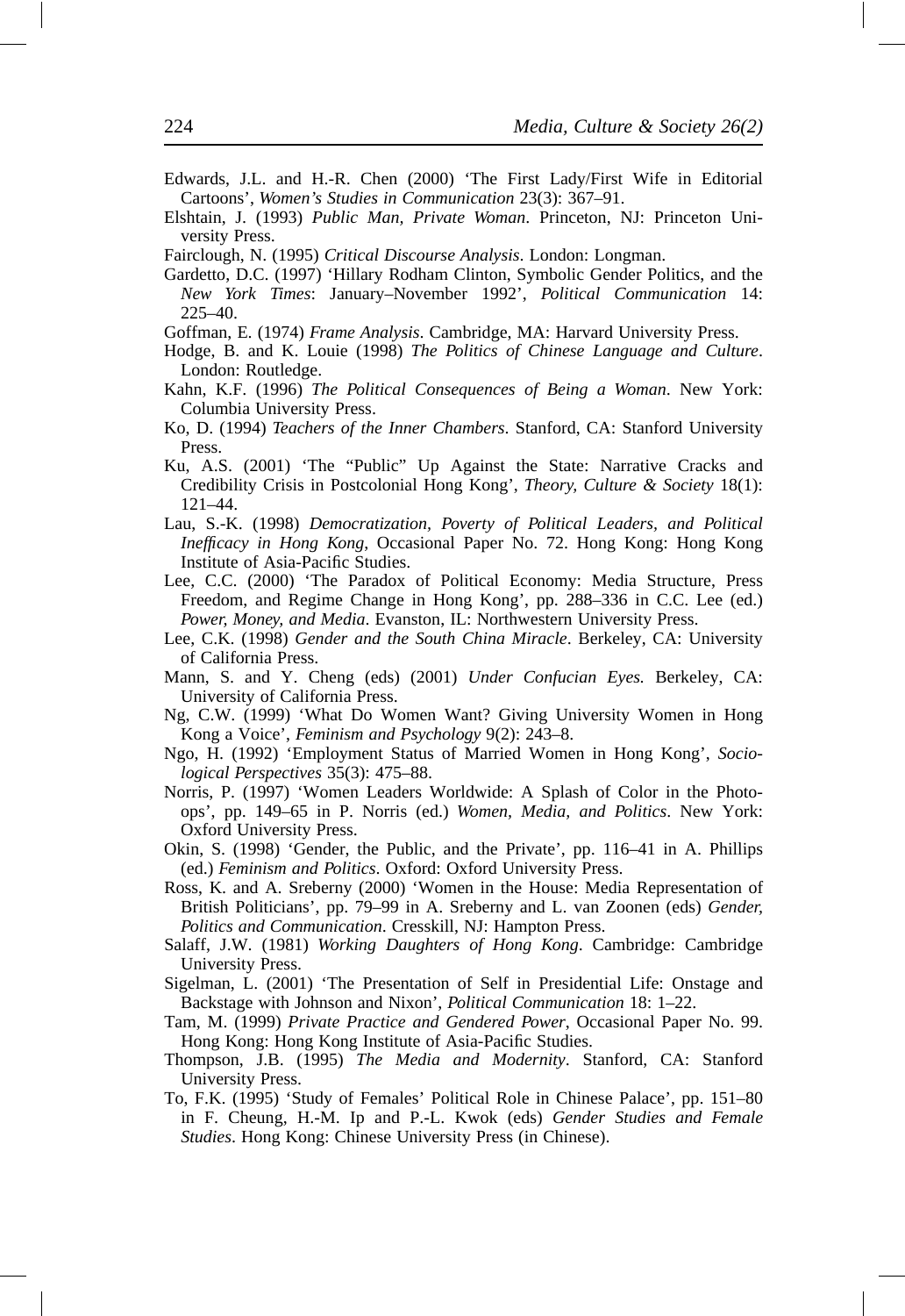Edwards, J.L. and H.-R. Chen (2000) 'The First Lady/First Wife in Editorial Cartoons', *Women's Studies in Communication* 23(3): 367–91.

Elshtain, J. (1993) *Public Man, Private Woman*. Princeton, NJ: Princeton University Press.

Fairclough, N. (1995) *Critical Discourse Analysis*. London: Longman.

Gardetto, D.C. (1997) 'Hillary Rodham Clinton, Symbolic Gender Politics, and the *New York Times*: January–November 1992', *Political Communication* 14: 225–40.

Goffman, E. (1974) *Frame Analysis*. Cambridge, MA: Harvard University Press.

Hodge, B. and K. Louie (1998) *The Politics of Chinese Language and Culture*. London: Routledge.

Kahn, K.F. (1996) *The Political Consequences of Being a Woman*. New York: Columbia University Press.

Ko, D. (1994) *Teachers of the Inner Chambers*. Stanford, CA: Stanford University Press.

Ku, A.S. (2001) 'The "Public" Up Against the State: Narrative Cracks and Credibility Crisis in Postcolonial Hong Kong', *Theory, Culture & Society* 18(1): 121–44.

Lau, S.-K. (1998) *Democratization, Poverty of Political Leaders, and Political Inefficacy in Hong Kong*, Occasional Paper No. 72. Hong Kong: Hong Kong Institute of Asia-Pacific Studies.

Lee, C.C. (2000) 'The Paradox of Political Economy: Media Structure, Press Freedom, and Regime Change in Hong Kong', pp. 288–336 in C.C. Lee (ed.) *Power, Money, and Media*. Evanston, IL: Northwestern University Press.

Lee, C.K. (1998) *Gender and the South China Miracle*. Berkeley, CA: University of California Press.

Mann, S. and Y. Cheng (eds) (2001) *Under Confucian Eyes.* Berkeley, CA: University of California Press.

Ng, C.W. (1999) 'What Do Women Want? Giving University Women in Hong Kong a Voice', *Feminism and Psychology* 9(2): 243–8.

Ngo, H. (1992) 'Employment Status of Married Women in Hong Kong', *Sociological Perspectives* 35(3): 475–88.

Norris, P. (1997) 'Women Leaders Worldwide: A Splash of Color in the Photo-ops', pp. 149–65 in P. Norris (ed.) *Women, Media, and Politics*. New York: Oxford University Press.

Okin, S. (1998) 'Gender, the Public, and the Private', pp. 116–41 in A. Phillips (ed.) *Feminism and Politics*. Oxford: Oxford University Press.

Ross, K. and A. Sreberny (2000) 'Women in the House: Media Representation of British Politicians', pp. 79–99 in A. Sreberny and L. van Zoonen (eds) *Gender, Politics and Communication*. Cresskill, NJ: Hampton Press.

Salaff, J.W. (1981) *Working Daughters of Hong Kong*. Cambridge: Cambridge University Press.

Sigelman, L. (2001) 'The Presentation of Self in Presidential Life: Onstage and Backstage with Johnson and Nixon', *Political Communication* 18: 1–22.

Tam, M. (1999) *Private Practice and Gendered Power*, Occasional Paper No. 99. Hong Kong: Hong Kong Institute of Asia-Pacific Studies.

Thompson, J.B. (1995) *The Media and Modernity*. Stanford, CA: Stanford University Press.

To, F.K. (1995) 'Study of Females' Political Role in Chinese Palace', pp. 151–80 in F. Cheung, H.-M. Ip and P.-L. Kwok (eds) *Gender Studies and Female Studies*. Hong Kong: Chinese University Press (in Chinese).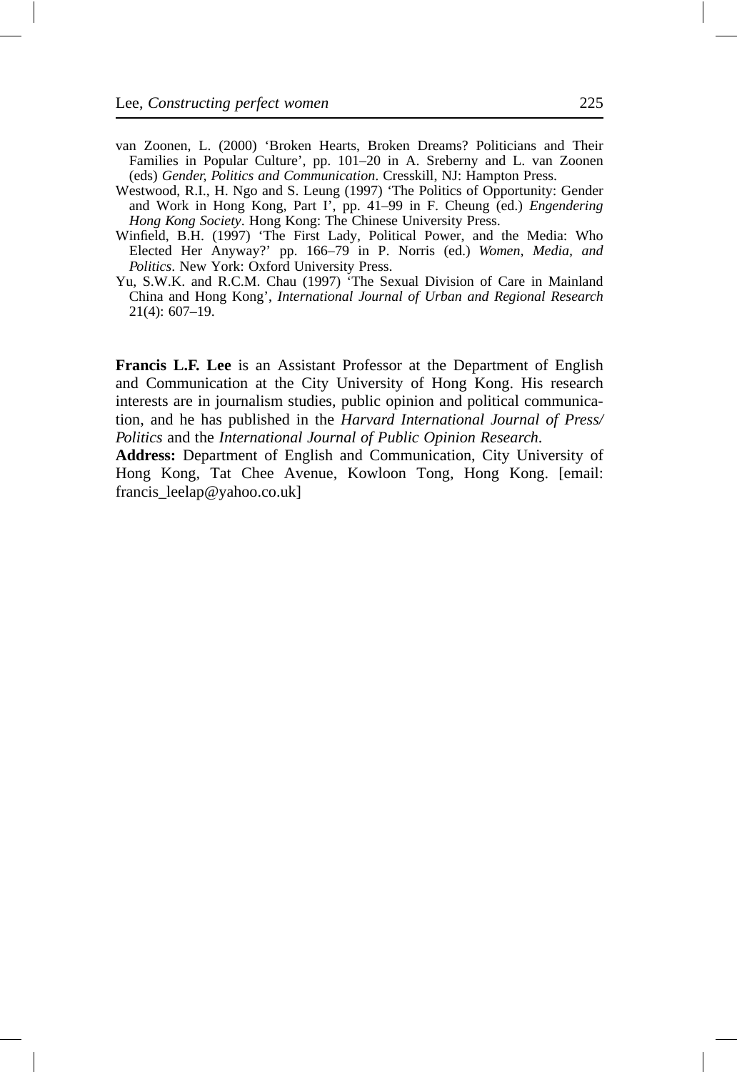van Zoonen, L. (2000) 'Broken Hearts, Broken Dreams? Politicians and Their Families in Popular Culture', pp. 101–20 in A. Sreberny and L. van Zoonen (eds) *Gender, Politics and Communication*. Cresskill, NJ: Hampton Press.

Westwood, R.I., H. Ngo and S. Leung (1997) 'The Politics of Opportunity: Gender and Work in Hong Kong, Part I', pp. 41–99 in F. Cheung (ed.) *Engendering Hong Kong Society*. Hong Kong: The Chinese University Press.

Winfield, B.H. (1997) 'The First Lady, Political Power, and the Media: Who Elected Her Anyway?' pp. 166–79 in P. Norris (ed.) *Women, Media, and Politics*. New York: Oxford University Press.

Yu, S.W.K. and R.C.M. Chau (1997) 'The Sexual Division of Care in Mainland China and Hong Kong', *International Journal of Urban and Regional Research* 21(4): 607–19.

**Francis L.F. Lee** is an Assistant Professor at the Department of English and Communication at the City University of Hong Kong. His research interests are in journalism studies, public opinion and political communication, and he has published in the *Harvard International Journal of Press/Politics* and the *International Journal of Public Opinion Research*.

**Address:** Department of English and Communication, City University of Hong Kong, Tat Chee Avenue, Kowloon Tong, Hong Kong. [email: francis_leelap@yahoo.co.uk]